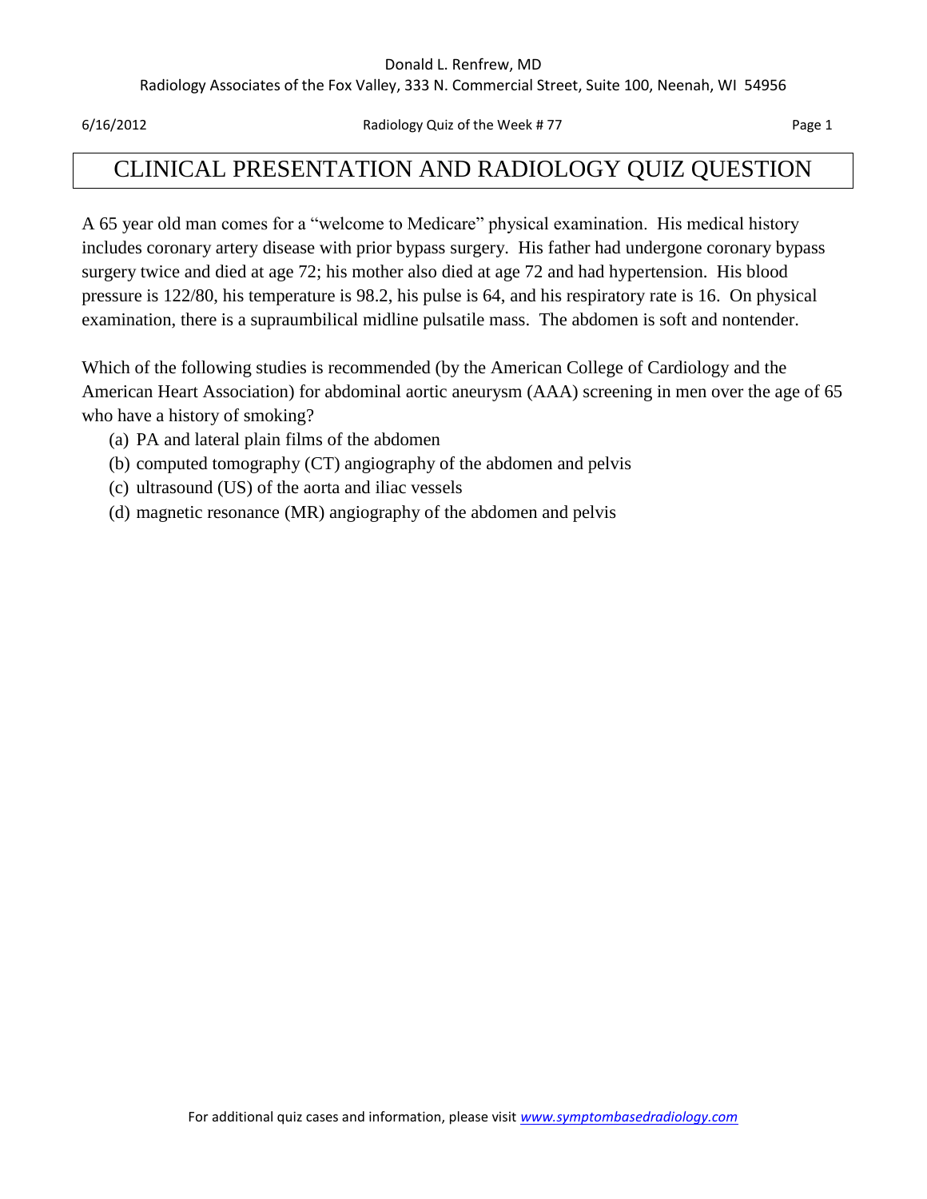# CLINICAL PRESENTATION AND RADIOLOGY QUIZ QUESTION

A 65 year old man comes for a "welcome to Medicare" physical examination. His medical history includes coronary artery disease with prior bypass surgery. His father had undergone coronary bypass surgery twice and died at age 72; his mother also died at age 72 and had hypertension. His blood pressure is 122/80, his temperature is 98.2, his pulse is 64, and his respiratory rate is 16. On physical examination, there is a supraumbilical midline pulsatile mass. The abdomen is soft and nontender.

Which of the following studies is recommended (by the American College of Cardiology and the American Heart Association) for abdominal aortic aneurysm (AAA) screening in men over the age of 65 who have a history of smoking?

(a) PA and lateral plain films of the abdomen
(b) computed tomography (CT) angiography of the abdomen and pelvis
(c) ultrasound (US) of the aorta and iliac vessels
(d) magnetic resonance (MR) angiography of the abdomen and pelvis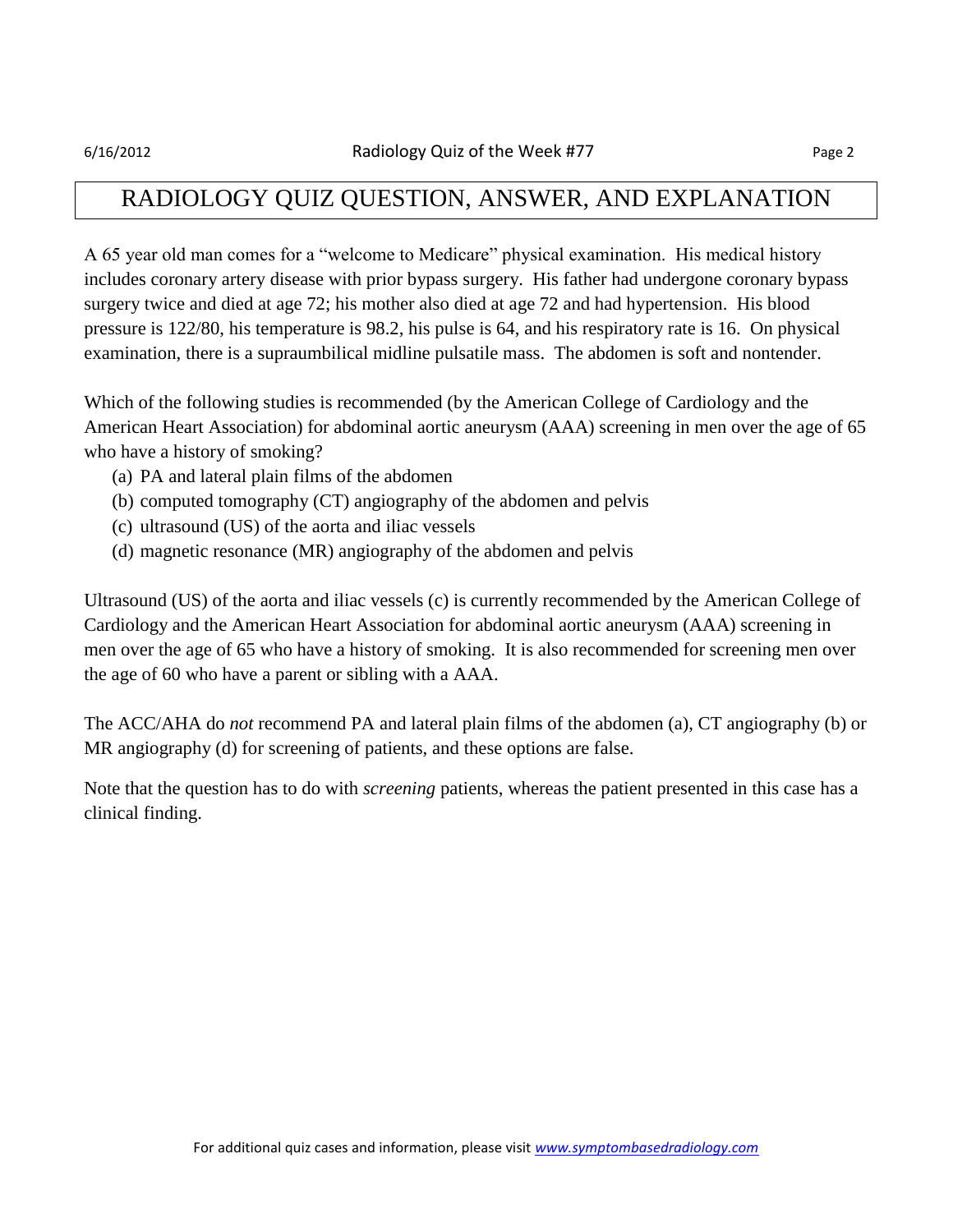# RADIOLOGY QUIZ QUESTION, ANSWER, AND EXPLANATION

A 65 year old man comes for a "welcome to Medicare" physical examination. His medical history includes coronary artery disease with prior bypass surgery. His father had undergone coronary bypass surgery twice and died at age 72; his mother also died at age 72 and had hypertension. His blood pressure is 122/80, his temperature is 98.2, his pulse is 64, and his respiratory rate is 16. On physical examination, there is a supraumbilical midline pulsatile mass. The abdomen is soft and nontender.

Which of the following studies is recommended (by the American College of Cardiology and the American Heart Association) for abdominal aortic aneurysm (AAA) screening in men over the age of 65 who have a history of smoking?

(a) PA and lateral plain films of the abdomen
(b) computed tomography (CT) angiography of the abdomen and pelvis
(c) ultrasound (US) of the aorta and iliac vessels
(d) magnetic resonance (MR) angiography of the abdomen and pelvis

Ultrasound (US) of the aorta and iliac vessels (c) is currently recommended by the American College of Cardiology and the American Heart Association for abdominal aortic aneurysm (AAA) screening in men over the age of 65 who have a history of smoking. It is also recommended for screening men over the age of 60 who have a parent or sibling with a AAA.

The ACC/AHA do *not* recommend PA and lateral plain films of the abdomen (a), CT angiography (b) or MR angiography (d) for screening of patients, and these options are false.

Note that the question has to do with *screening* patients, whereas the patient presented in this case has a clinical finding.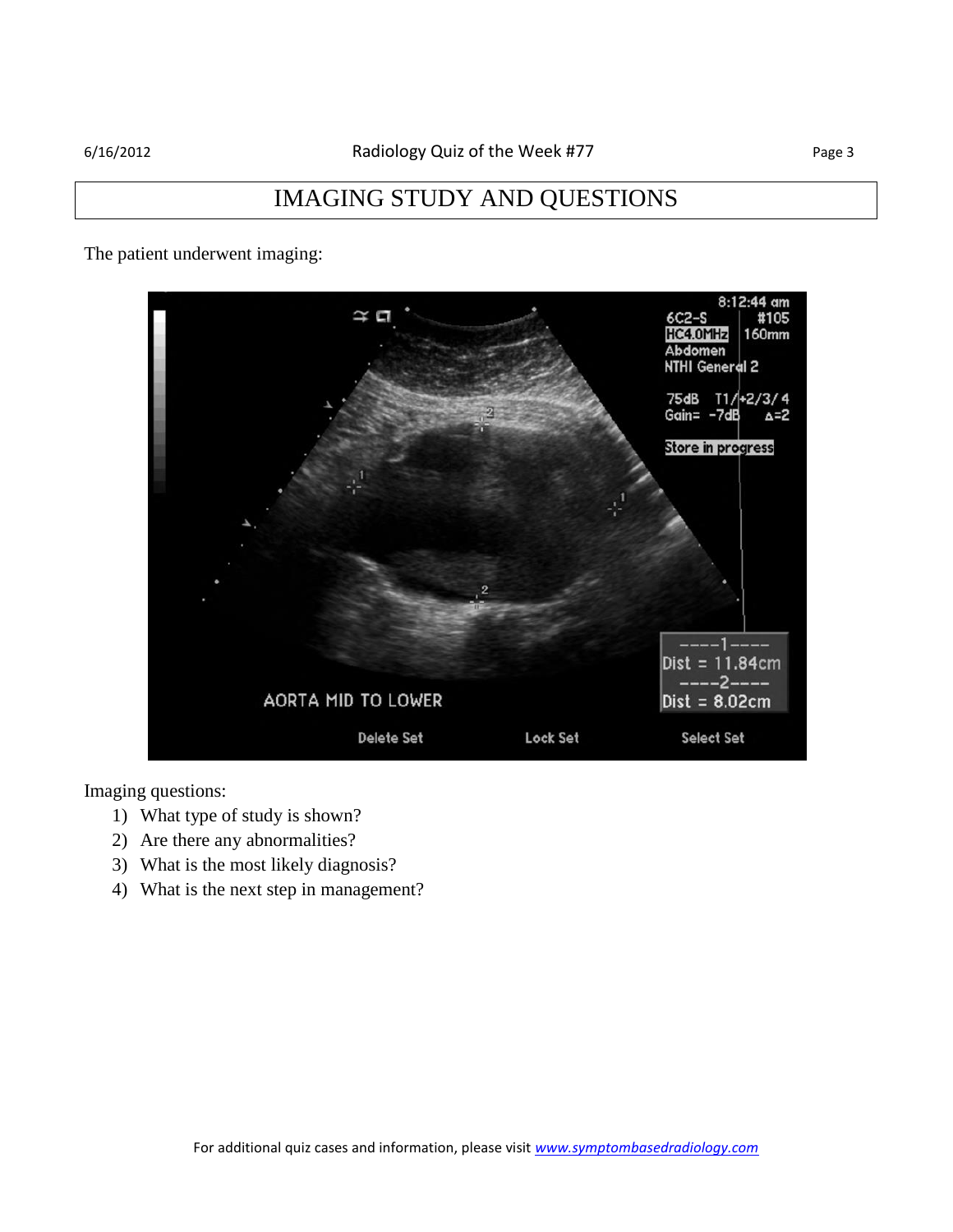# IMAGING STUDY AND QUESTIONS

The patient underwent imaging:

Imaging questions:

1) What type of study is shown?
2) Are there any abnormalities?
3) What is the most likely diagnosis?
4) What is the next step in management?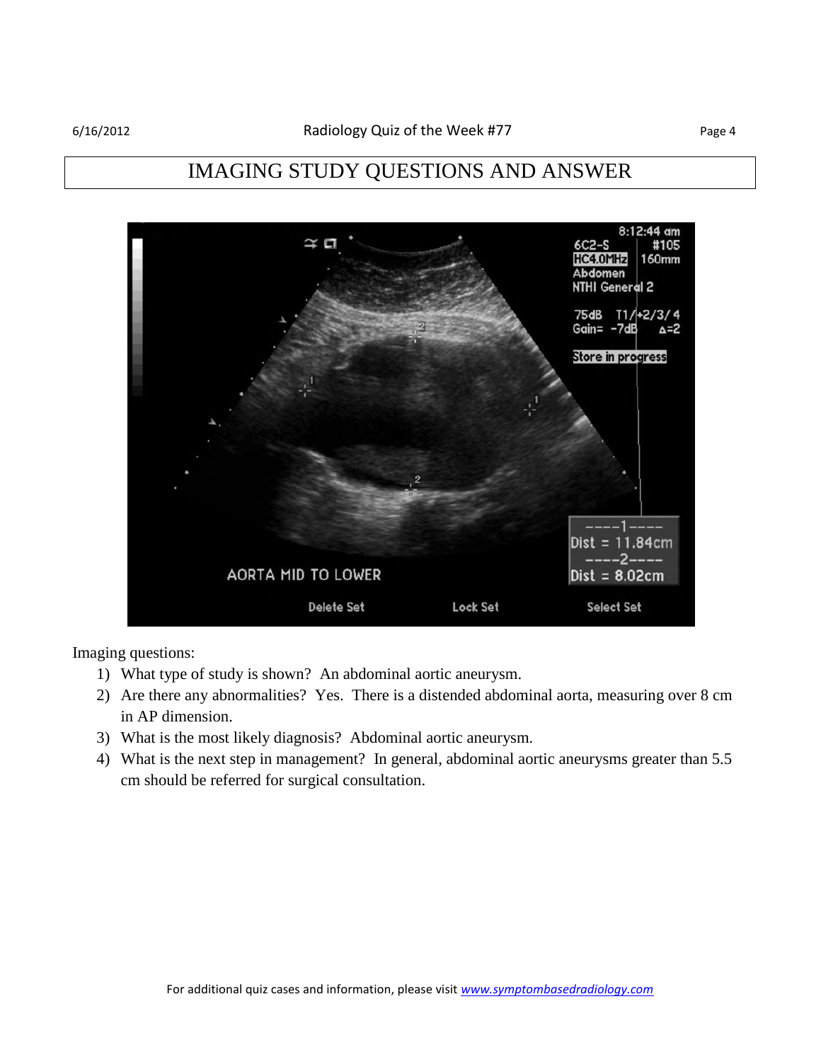# IMAGING STUDY QUESTIONS AND ANSWER

Imaging questions:

1) What type of study is shown? An abdominal aortic aneurysm.
2) Are there any abnormalities? Yes. There is a distended abdominal aorta, measuring over 8 cm in AP dimension.
3) What is the most likely diagnosis? Abdominal aortic aneurysm.
4) What is the next step in management? In general, abdominal aortic aneurysms greater than 5.5 cm should be referred for surgical consultation.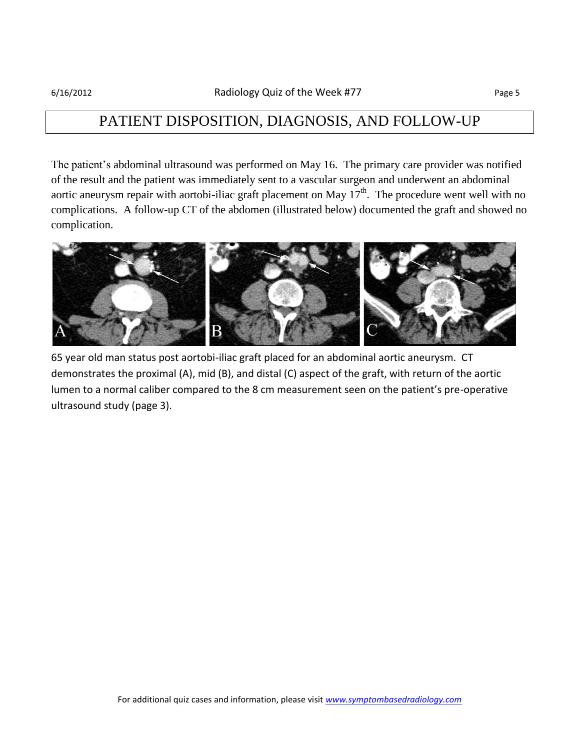# PATIENT DISPOSITION, DIAGNOSIS, AND FOLLOW-UP

The patient's abdominal ultrasound was performed on May 16. The primary care provider was notified of the result and the patient was immediately sent to a vascular surgeon and underwent an abdominal aortic aneurysm repair with aortobi-iliac graft placement on May 17th. The procedure went well with no complications. A follow-up CT of the abdomen (illustrated below) documented the graft and showed no complication.

65 year old man status post aortobi-iliac graft placed for an abdominal aortic aneurysm. CT demonstrates the proximal (A), mid (B), and distal (C) aspect of the graft, with return of the aortic lumen to a normal caliber compared to the 8 cm measurement seen on the patient's pre-operative ultrasound study (page 3).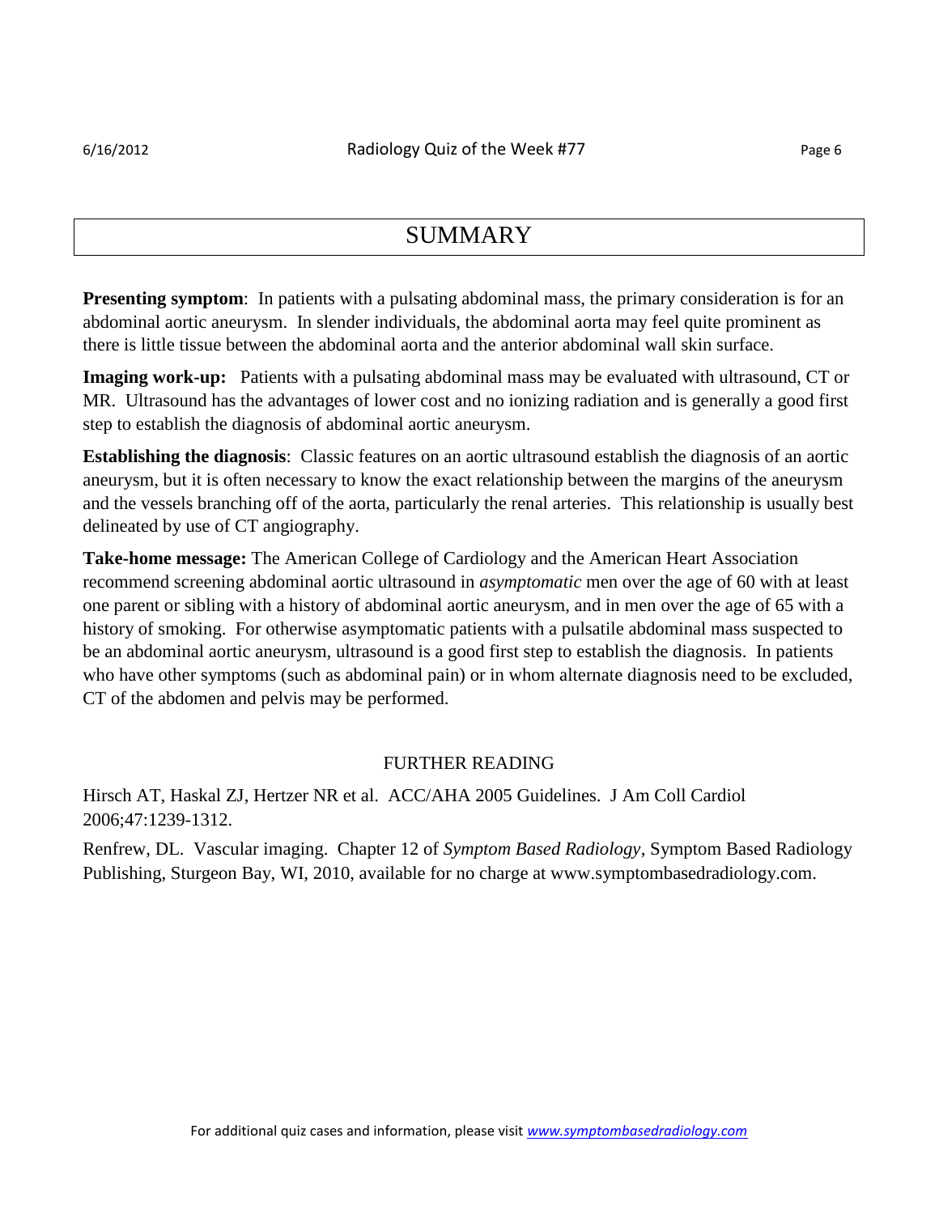# SUMMARY

**Presenting symptom**: In patients with a pulsating abdominal mass, the primary consideration is for an abdominal aortic aneurysm. In slender individuals, the abdominal aorta may feel quite prominent as there is little tissue between the abdominal aorta and the anterior abdominal wall skin surface.

**Imaging work-up:** Patients with a pulsating abdominal mass may be evaluated with ultrasound, CT or MR. Ultrasound has the advantages of lower cost and no ionizing radiation and is generally a good first step to establish the diagnosis of abdominal aortic aneurysm.

**Establishing the diagnosis**: Classic features on an aortic ultrasound establish the diagnosis of an aortic aneurysm, but it is often necessary to know the exact relationship between the margins of the aneurysm and the vessels branching off of the aorta, particularly the renal arteries. This relationship is usually best delineated by use of CT angiography.

**Take-home message:** The American College of Cardiology and the American Heart Association recommend screening abdominal aortic ultrasound in *asymptomatic* men over the age of 60 with at least one parent or sibling with a history of abdominal aortic aneurysm, and in men over the age of 65 with a history of smoking. For otherwise asymptomatic patients with a pulsatile abdominal mass suspected to be an abdominal aortic aneurysm, ultrasound is a good first step to establish the diagnosis. In patients who have other symptoms (such as abdominal pain) or in whom alternate diagnosis need to be excluded, CT of the abdomen and pelvis may be performed.

## FURTHER READING

Hirsch AT, Haskal ZJ, Hertzer NR et al. ACC/AHA 2005 Guidelines. J Am Coll Cardiol 2006;47:1239-1312.

Renfrew, DL. Vascular imaging. Chapter 12 of *Symptom Based Radiology*, Symptom Based Radiology Publishing, Sturgeon Bay, WI, 2010, available for no charge at www.symptombasedradiology.com.